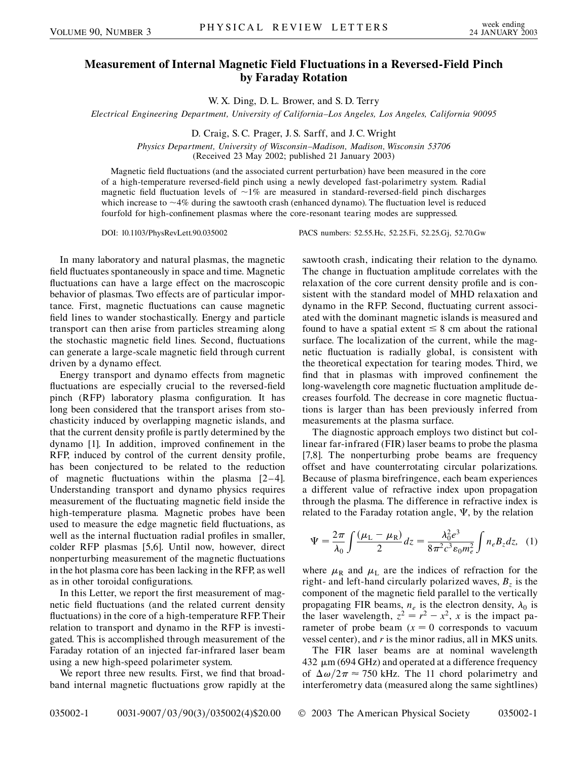# Measurement of Internal Magnetic Field Fluctuations in a Reversed-Field Pinch by Faraday Rotation

W. X. Ding, D. L. Brower, and S. D. Terry

*Electrical Engineering Department, University of California–Los Angeles, Los Angeles, California 90095*

D. Craig, S. C. Prager, J. S. Sarff, and J. C. Wright

*Physics Department, University of Wisconsin–Madison, Madison, Wisconsin 53706*
(Received 23 May 2002; published 21 January 2003)

Magnetic field fluctuations (and the associated current perturbation) have been measured in the core of a high-temperature reversed-field pinch using a newly developed fast-polarimetry system. Radial magnetic field fluctuation levels of $\sim$1% are measured in standard-reversed-field pinch discharges which increase to $\sim$4% during the sawtooth crash (enhanced dynamo). The fluctuation level is reduced fourfold for high-confinement plasmas where the core-resonant tearing modes are suppressed.

DOI: 10.1103/PhysRevLett.90.035002 PACS numbers: 52.55.Hc, 52.25.Fi, 52.25.Gj, 52.70.Gw

In many laboratory and natural plasmas, the magnetic field fluctuates spontaneously in space and time. Magnetic fluctuations can have a large effect on the macroscopic behavior of plasmas. Two effects are of particular importance. First, magnetic fluctuations can cause magnetic field lines to wander stochastically. Energy and particle transport can then arise from particles streaming along the stochastic magnetic field lines. Second, fluctuations can generate a large-scale magnetic field through current driven by a dynamo effect.

Energy transport and dynamo effects from magnetic fluctuations are especially crucial to the reversed-field pinch (RFP) laboratory plasma configuration. It has long been considered that the transport arises from stochasticity induced by overlapping magnetic islands, and that the current density profile is partly determined by the dynamo [1]. In addition, improved confinement in the RFP, induced by control of the current density profile, has been conjectured to be related to the reduction of magnetic fluctuations within the plasma [2–4]. Understanding transport and dynamo physics requires measurement of the fluctuating magnetic field inside the high-temperature plasma. Magnetic probes have been used to measure the edge magnetic field fluctuations, as well as the internal fluctuation radial profiles in smaller, colder RFP plasmas [5,6]. Until now, however, direct nonperturbing measurement of the magnetic fluctuations in the hot plasma core has been lacking in the RFP, as well as in other toroidal configurations.

In this Letter, we report the first measurement of magnetic field fluctuations (and the related current density fluctuations) in the core of a high-temperature RFP. Their relation to transport and dynamo in the RFP is investigated. This is accomplished through measurement of the Faraday rotation of an injected far-infrared laser beam using a new high-speed polarimeter system.

We report three new results. First, we find that broadband internal magnetic fluctuations grow rapidly at the sawtooth crash, indicating their relation to the dynamo. The change in fluctuation amplitude correlates with the relaxation of the core current density profile and is consistent with the standard model of MHD relaxation and dynamo in the RFP. Second, fluctuating current associated with the dominant magnetic islands is measured and found to have a spatial extent $\leq$ 8 cm about the rational surface. The localization of the current, while the magnetic fluctuation is radially global, is consistent with the theoretical expectation for tearing modes. Third, we find that in plasmas with improved confinement the long-wavelength core magnetic fluctuation amplitude decreases fourfold. The decrease in core magnetic fluctuations is larger than has been previously inferred from measurements at the plasma surface.

The diagnostic approach employs two distinct but collinear far-infrared (FIR) laser beams to probe the plasma [7,8]. The nonperturbing probe beams are frequency offset and have counterrotating circular polarizations. Because of plasma birefringence, each beam experiences a different value of refractive index upon propagation through the plasma. The difference in refractive index is related to the Faraday rotation angle, $\Psi$, by the relation

$$\Psi = \frac{2\pi}{\lambda_0}\int \frac{(\mu_L - \mu_R)}{2}dz = \frac{\lambda_0^2 e^3}{8\pi^2 c^3 \varepsilon_0 m_e^2}\int n_e B_z dz, \quad (1)$$

where $\mu_R$ and $\mu_L$ are the indices of refraction for the right- and left-hand circularly polarized waves, $B_z$ is the component of the magnetic field parallel to the vertically propagating FIR beams, $n_e$ is the electron density, $\lambda_0$ is the laser wavelength, $z^2 = r^2 - x^2$, $x$ is the impact parameter of probe beam ($x = 0$ corresponds to vacuum vessel center), and $r$ is the minor radius, all in MKS units.

The FIR laser beams are at nominal wavelength 432 $\mu$m (694 GHz) and operated at a difference frequency of $\Delta\omega/2\pi \approx$ 750 kHz. The 11 chord polarimetry and interferometry data (measured along the same sightlines)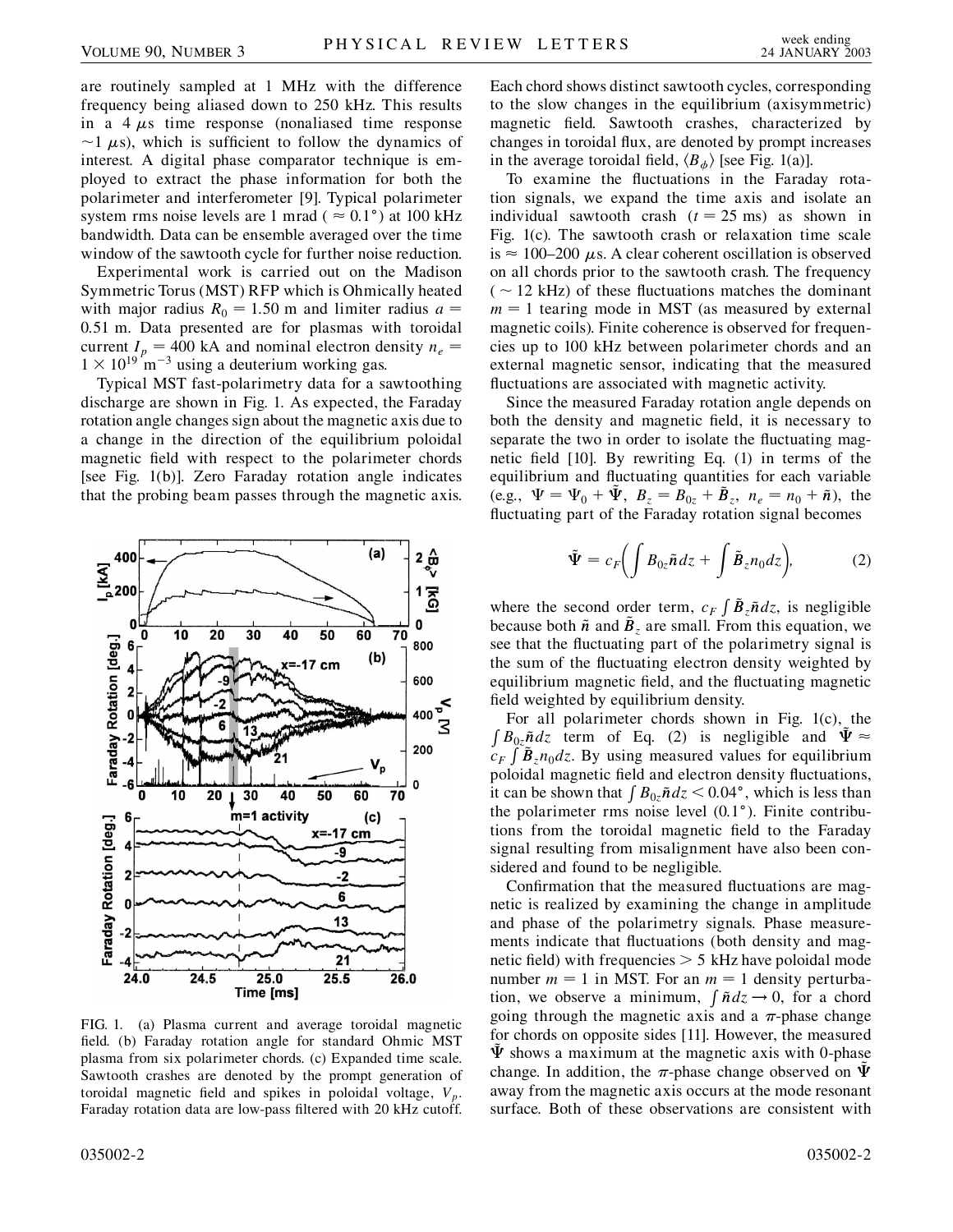are routinely sampled at 1 MHz with the difference frequency being aliased down to 250 kHz. This results in a 4 $\mu$s time response (nonaliased time response $\sim$1 $\mu$s), which is sufficient to follow the dynamics of interest. A digital phase comparator technique is employed to extract the phase information for both the polarimeter and interferometer [9]. Typical polarimeter system rms noise levels are 1 mrad ($\approx 0.1°$) at 100 kHz bandwidth. Data can be ensemble averaged over the time window of the sawtooth cycle for further noise reduction.

Experimental work is carried out on the Madison Symmetric Torus (MST) RFP which is Ohmically heated with major radius $R_0 = 1.50$ m and limiter radius $a = 0.51$ m. Data presented are for plasmas with toroidal current $I_p = 400$ kA and nominal electron density $n_e = 1 \times 10^{19}$ m$^{-3}$ using a deuterium working gas.

Typical MST fast-polarimetry data for a sawtoothing discharge are shown in Fig. 1. As expected, the Faraday rotation angle changes sign about the magnetic axis due to a change in the direction of the equilibrium poloidal magnetic field with respect to the polarimeter chords [see Fig. 1(b)]. Zero Faraday rotation angle indicates that the probing beam passes through the magnetic axis.

FIG. 1. (a) Plasma current and average toroidal magnetic field. (b) Faraday rotation angle for standard Ohmic MST plasma from six polarimeter chords. (c) Expanded time scale. Sawtooth crashes are denoted by the prompt generation of toroidal magnetic field and spikes in poloidal voltage, $V_p$. Faraday rotation data are low-pass filtered with 20 kHz cutoff.

Each chord shows distinct sawtooth cycles, corresponding to the slow changes in the equilibrium (axisymmetric) magnetic field. Sawtooth crashes, characterized by changes in toroidal flux, are denoted by prompt increases in the average toroidal field, $\langle B_\phi \rangle$ [see Fig. 1(a)].

To examine the fluctuations in the Faraday rotation signals, we expand the time axis and isolate an individual sawtooth crash ($t = 25$ ms) as shown in Fig. 1(c). The sawtooth crash or relaxation time scale is $\approx$ 100–200 $\mu$s. A clear coherent oscillation is observed on all chords prior to the sawtooth crash. The frequency ($\sim$ 12 kHz) of these fluctuations matches the dominant $m = 1$ tearing mode in MST (as measured by external magnetic coils). Finite coherence is observed for frequencies up to 100 kHz between polarimeter chords and an external magnetic sensor, indicating that the measured fluctuations are associated with magnetic activity.

Since the measured Faraday rotation angle depends on both the density and magnetic field, it is necessary to separate the two in order to isolate the fluctuating magnetic field [10]. By rewriting Eq. (1) in terms of the equilibrium and fluctuating quantities for each variable (e.g., $\Psi = \Psi_0 + \tilde{\Psi}$, $B_z = B_{0z} + \tilde{B}_z$, $n_e = n_0 + \tilde{n}$), the fluctuating part of the Faraday rotation signal becomes

$$\tilde{\Psi} = c_F\Big(\int B_{0z}\tilde{n}dz + \int \tilde{B}_z n_0 dz\Big), \tag{2}$$

where the second order term, $c_F \int \tilde{B}_z \tilde{n} dz$, is negligible because both $\tilde{n}$ and $\tilde{B}_z$ are small. From this equation, we see that the fluctuating part of the polarimetry signal is the sum of the fluctuating electron density weighted by equilibrium magnetic field, and the fluctuating magnetic field weighted by equilibrium density.

For all polarimeter chords shown in Fig. 1(c), the $\int B_{0z}\tilde{n}dz$ term of Eq. (2) is negligible and $\tilde{\Psi} \approx c_F \int \tilde{B}_z n_0 dz$. By using measured values for equilibrium poloidal magnetic field and electron density fluctuations, it can be shown that $\int B_{0z}\tilde{n}dz < 0.04°$, which is less than the polarimeter rms noise level (0.1°). Finite contributions from the toroidal magnetic field to the Faraday signal resulting from misalignment have also been considered and found to be negligible.

Confirmation that the measured fluctuations are magnetic is realized by examining the change in amplitude and phase of the polarimetry signals. Phase measurements indicate that fluctuations (both density and magnetic field) with frequencies > 5 kHz have poloidal mode number $m = 1$ in MST. For an $m = 1$ density perturbation, we observe a minimum, $\int \tilde{n} dz \to 0$, for a chord going through the magnetic axis and a $\pi$-phase change for chords on opposite sides [11]. However, the measured $\tilde{\Psi}$ shows a maximum at the magnetic axis with 0-phase change. In addition, the $\pi$-phase change observed on $\tilde{\Psi}$ away from the magnetic axis occurs at the mode resonant surface. Both of these observations are consistent with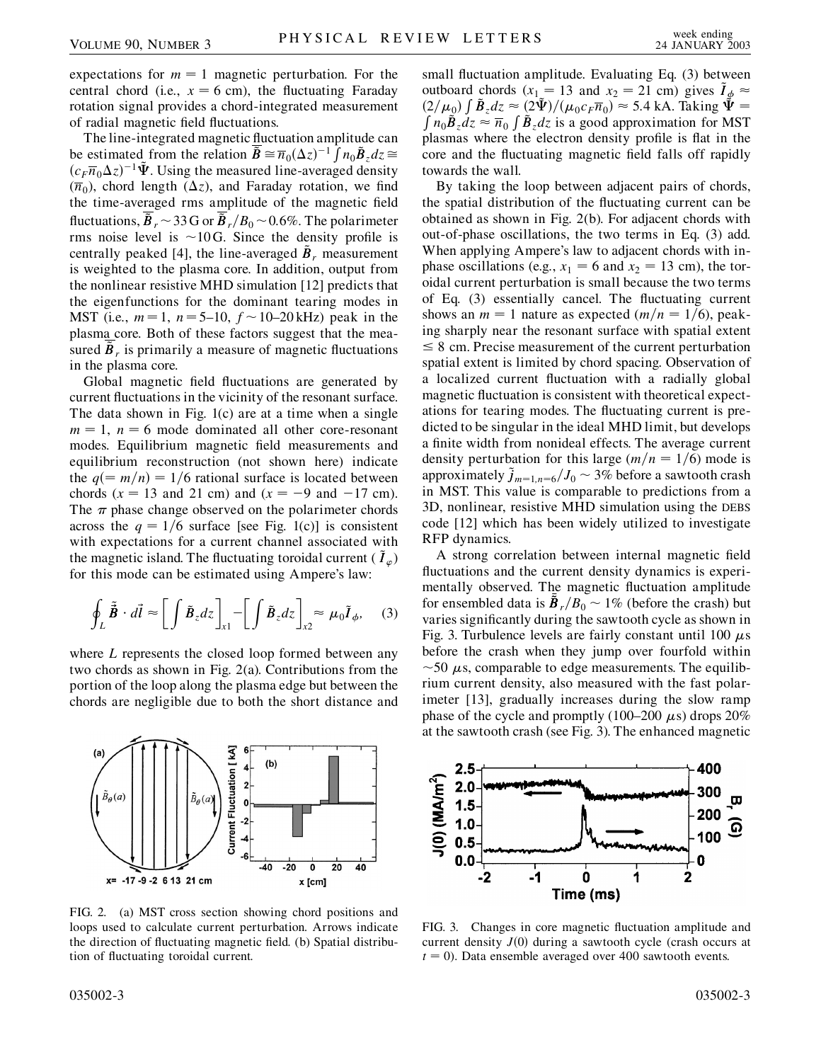expectations for $m = 1$ magnetic perturbation. For the central chord (i.e., $x = 6$ cm), the fluctuating Faraday rotation signal provides a chord-integrated measurement of radial magnetic field fluctuations.

The line-integrated magnetic fluctuation amplitude can be estimated from the relation $\bar{\tilde{B}} \cong \bar{n}_0(\Delta z)^{-1} \int n_0 \tilde{B}_z dz \cong (c_F \bar{n}_0 \Delta z)^{-1} \tilde{\Psi}$. Using the measured line-averaged density ($\bar{n}_0$), chord length ($\Delta z$), and Faraday rotation, we find the time-averaged rms amplitude of the magnetic field fluctuations, $\bar{\tilde{B}}_r \sim 33$ G or $\bar{\tilde{B}}_r/B_0 \sim 0.6\%$. The polarimeter rms noise level is $\sim 10$ G. Since the density profile is centrally peaked [4], the line-averaged $\tilde{B}_r$ measurement is weighted to the plasma core. In addition, output from the nonlinear resistive MHD simulation [12] predicts that the eigenfunctions for the dominant tearing modes in MST (i.e., $m = 1$, $n = 5$–$10$, $f \sim 10$–$20$ kHz) peak in the plasma core. Both of these factors suggest that the measured $\bar{\tilde{B}}_r$ is primarily a measure of magnetic fluctuations in the plasma core.

Global magnetic field fluctuations are generated by current fluctuations in the vicinity of the resonant surface. The data shown in Fig. 1(c) are at a time when a single $m = 1$, $n = 6$ mode dominated all other core-resonant modes. Equilibrium magnetic field measurements and equilibrium reconstruction (not shown here) indicate the $q(= m/n) = 1/6$ rational surface is located between chords ($x = 13$ and 21 cm) and ($x = -9$ and $-17$ cm). The $\pi$ phase change observed on the polarimeter chords across the $q = 1/6$ surface [see Fig. 1(c)] is consistent with expectations for a current channel associated with the magnetic island. The fluctuating toroidal current ($\tilde{I}_\varphi$) for this mode can be estimated using Ampere's law:

$$\oint_L \tilde{\vec{B}} \cdot d\vec{l} \approx \left[ \int \tilde{B}_z dz \right]_{x1} - \left[ \int \tilde{B}_z dz \right]_{x2} \approx \mu_0 \tilde{I}_\phi, \quad (3)$$

where $L$ represents the closed loop formed between any two chords as shown in Fig. 2(a). Contributions from the portion of the loop along the plasma edge but between the chords are negligible due to both the short distance and small fluctuation amplitude. Evaluating Eq. (3) between outboard chords ($x_1 = 13$ and $x_2 = 21$ cm) gives $\tilde{I}_\phi \approx (2/\mu_0) \int \tilde{B}_z dz \approx (2\tilde{\Psi})/(\mu_0 c_F \bar{n}_0) \approx 5.4$ kA. Taking $\tilde{\Psi} = \int n_0 \tilde{B}_z dz \approx \bar{n}_0 \int \tilde{B}_z dz$ is a good approximation for MST plasmas where the electron density profile is flat in the core and the fluctuating magnetic field falls off rapidly towards the wall.

By taking the loop between adjacent pairs of chords, the spatial distribution of the fluctuating current can be obtained as shown in Fig. 2(b). For adjacent chords with out-of-phase oscillations, the two terms in Eq. (3) add. When applying Ampere's law to adjacent chords with in-phase oscillations (e.g., $x_1 = 6$ and $x_2 = 13$ cm), the toroidal current perturbation is small because the two terms of Eq. (3) essentially cancel. The fluctuating current shows an $m = 1$ nature as expected ($m/n = 1/6$), peaking sharply near the resonant surface with spatial extent $\leq 8$ cm. Precise measurement of the current perturbation spatial extent is limited by chord spacing. Observation of a localized current fluctuation with a radially global magnetic fluctuation is consistent with theoretical expectations for tearing modes. The fluctuating current is predicted to be singular in the ideal MHD limit, but develops a finite width from nonideal effects. The average current density perturbation for this large ($m/n = 1/6$) mode is approximately $\tilde{j}_{m=1,n=6}/J_0 \sim 3\%$ before a sawtooth crash in MST. This value is comparable to predictions from a 3D, nonlinear, resistive MHD simulation using the DEBS code [12] which has been widely utilized to investigate RFP dynamics.

A strong correlation between internal magnetic field fluctuations and the current density dynamics is experimentally observed. The magnetic fluctuation amplitude for ensembled data is $\bar{\tilde{B}}_r/B_0 \sim 1\%$ (before the crash) but varies significantly during the sawtooth cycle as shown in Fig. 3. Turbulence levels are fairly constant until 100 $\mu$s before the crash when they jump over fourfold within $\sim 50$ $\mu$s, comparable to edge measurements. The equilibrium current density, also measured with the fast polarimeter [13], gradually increases during the slow ramp phase of the cycle and promptly (100–200 $\mu$s) drops 20% at the sawtooth crash (see Fig. 3). The enhanced magnetic

FIG. 2. (a) MST cross section showing chord positions and loops used to calculate current perturbation. Arrows indicate the direction of fluctuating magnetic field. (b) Spatial distribution of fluctuating toroidal current.

FIG. 3. Changes in core magnetic fluctuation amplitude and current density $J(0)$ during a sawtooth cycle (crash occurs at $t = 0$). Data ensemble averaged over 400 sawtooth events.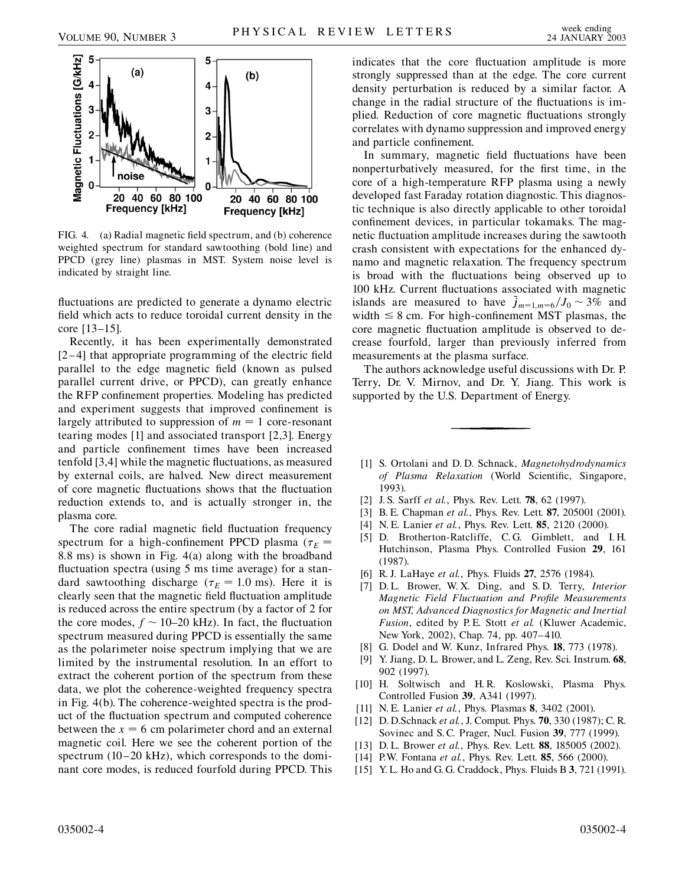(a)

(b)

Magnetic Fluctuations [G/kHz]

5
4
3
2
1
0

noise

20 40 60 80 100
Frequency [kHz]

20 40 60 80 100
Frequency [kHz]

FIG. 4. (a) Radial magnetic field spectrum, and (b) coherence weighted spectrum for standard sawtoothing (bold line) and PPCD (grey line) plasmas in MST. System noise level is indicated by straight line.

fluctuations are predicted to generate a dynamo electric field which acts to reduce toroidal current density in the core [13–15].

Recently, it has been experimentally demonstrated [2–4] that appropriate programming of the electric field parallel to the edge magnetic field (known as pulsed parallel current drive, or PPCD), can greatly enhance the RFP confinement properties. Modeling has predicted and experiment suggests that improved confinement is largely attributed to suppression of $m = 1$ core-resonant tearing modes [1] and associated transport [2,3]. Energy and particle confinement times have been increased tenfold [3,4] while the magnetic fluctuations, as measured by external coils, are halved. New direct measurement of core magnetic fluctuations shows that the fluctuation reduction extends to, and is actually stronger in, the plasma core.

The core radial magnetic field fluctuation frequency spectrum for a high-confinement PPCD plasma ($\tau_E =$ 8.8 ms) is shown in Fig. 4(a) along with the broadband fluctuation spectra (using 5 ms time average) for a standard sawtoothing discharge ($\tau_E = 1.0$ ms). Here it is clearly seen that the magnetic field fluctuation amplitude is reduced across the entire spectrum (by a factor of 2 for the core modes, $f \sim 10$–20 kHz). In fact, the fluctuation spectrum measured during PPCD is essentially the same as the polarimeter noise spectrum implying that we are limited by the instrumental resolution. In an effort to extract the coherent portion of the spectrum from these data, we plot the coherence-weighted frequency spectra in Fig. 4(b). The coherence-weighted spectra is the product of the fluctuation spectrum and computed coherence between the $x = 6$ cm polarimeter chord and an external magnetic coil. Here we see the coherent portion of the spectrum (10–20 kHz), which corresponds to the dominant core modes, is reduced fourfold during PPCD. This indicates that the core fluctuation amplitude is more strongly suppressed than at the edge. The core current density perturbation is reduced by a similar factor. A change in the radial structure of the fluctuations is implied. Reduction of core magnetic fluctuations strongly correlates with dynamo suppression and improved energy and particle confinement.

In summary, magnetic field fluctuations have been nonperturbatively measured, for the first time, in the core of a high-temperature RFP plasma using a newly developed fast Faraday rotation diagnostic. This diagnostic technique is also directly applicable to other toroidal confinement devices, in particular tokamaks. The magnetic fluctuation amplitude increases during the sawtooth crash consistent with expectations for the enhanced dynamo and magnetic relaxation. The frequency spectrum is broad with the fluctuations being observed up to 100 kHz. Current fluctuations associated with magnetic islands are measured to have $\tilde{j}_{m=1,n=6}/J_0 \sim 3\%$ and width $\leq 8$ cm. For high-confinement MST plasmas, the core magnetic fluctuation amplitude is observed to decrease fourfold, larger than previously inferred from measurements at the plasma surface.

The authors acknowledge useful discussions with Dr. P. Terry, Dr. V. Mirnov, and Dr. Y. Jiang. This work is supported by the U.S. Department of Energy.

[1] S. Ortolani and D. D. Schnack, *Magnetohydrodynamics of Plasma Relaxation* (World Scientific, Singapore, 1993).
[2] J. S. Sarff *et al.*, Phys. Rev. Lett. **78**, 62 (1997).
[3] B. E. Chapman *et al.*, Phys. Rev. Lett. **87**, 205001 (2001).
[4] N. E. Lanier *et al.*, Phys. Rev. Lett. **85**, 2120 (2000).
[5] D. Brotherton-Ratcliffe, C. G. Gimblett, and I. H. Hutchinson, Plasma Phys. Controlled Fusion **29**, 161 (1987).
[6] R. J. LaHaye *et al.*, Phys. Fluids **27**, 2576 (1984).
[7] D. L. Brower, W. X. Ding, and S. D. Terry, *Interior Magnetic Field Fluctuation and Profile Measurements on MST, Advanced Diagnostics for Magnetic and Inertial Fusion*, edited by P. E. Stott *et al.* (Kluwer Academic, New York, 2002), Chap. 74, pp. 407–410.
[8] G. Dodel and W. Kunz, Infrared Phys. **18**, 773 (1978).
[9] Y. Jiang, D. L. Brower, and L. Zeng, Rev. Sci. Instrum. **68**, 902 (1997).
[10] H. Soltwisch and H. R. Koslowski, Plasma Phys. Controlled Fusion **39**, A341 (1997).
[11] N. E. Lanier *et al.*, Phys. Plasmas **8**, 3402 (2001).
[12] D. D.Schnack *et al.*, J. Comput. Phys. **70**, 330 (1987); C. R. Sovinec and S. C. Prager, Nucl. Fusion **39**, 777 (1999).
[13] D. L. Brower *et al.*, Phys. Rev. Lett. **88**, 185005 (2002).
[14] P.W. Fontana *et al.*, Phys. Rev. Lett. **85**, 566 (2000).
[15] Y. L. Ho and G. G. Craddock, Phys. Fluids B **3**, 721 (1991).